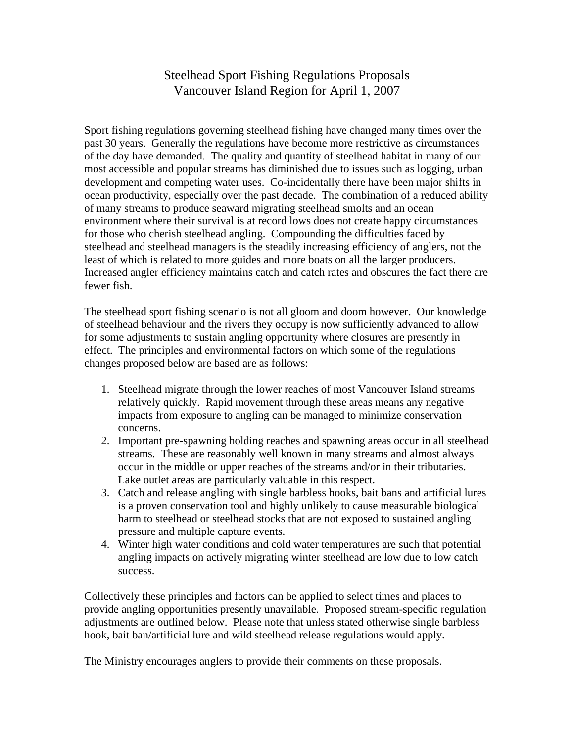# Steelhead Sport Fishing Regulations Proposals
# Vancouver Island Region for April 1, 2007

Sport fishing regulations governing steelhead fishing have changed many times over the past 30 years. Generally the regulations have become more restrictive as circumstances of the day have demanded. The quality and quantity of steelhead habitat in many of our most accessible and popular streams has diminished due to issues such as logging, urban development and competing water uses. Co-incidentally there have been major shifts in ocean productivity, especially over the past decade. The combination of a reduced ability of many streams to produce seaward migrating steelhead smolts and an ocean environment where their survival is at record lows does not create happy circumstances for those who cherish steelhead angling. Compounding the difficulties faced by steelhead and steelhead managers is the steadily increasing efficiency of anglers, not the least of which is related to more guides and more boats on all the larger producers. Increased angler efficiency maintains catch and catch rates and obscures the fact there are fewer fish.

The steelhead sport fishing scenario is not all gloom and doom however. Our knowledge of steelhead behaviour and the rivers they occupy is now sufficiently advanced to allow for some adjustments to sustain angling opportunity where closures are presently in effect. The principles and environmental factors on which some of the regulations changes proposed below are based are as follows:

1. Steelhead migrate through the lower reaches of most Vancouver Island streams relatively quickly. Rapid movement through these areas means any negative impacts from exposure to angling can be managed to minimize conservation concerns.
2. Important pre-spawning holding reaches and spawning areas occur in all steelhead streams. These are reasonably well known in many streams and almost always occur in the middle or upper reaches of the streams and/or in their tributaries. Lake outlet areas are particularly valuable in this respect.
3. Catch and release angling with single barbless hooks, bait bans and artificial lures is a proven conservation tool and highly unlikely to cause measurable biological harm to steelhead or steelhead stocks that are not exposed to sustained angling pressure and multiple capture events.
4. Winter high water conditions and cold water temperatures are such that potential angling impacts on actively migrating winter steelhead are low due to low catch success.

Collectively these principles and factors can be applied to select times and places to provide angling opportunities presently unavailable. Proposed stream-specific regulation adjustments are outlined below. Please note that unless stated otherwise single barbless hook, bait ban/artificial lure and wild steelhead release regulations would apply.

The Ministry encourages anglers to provide their comments on these proposals.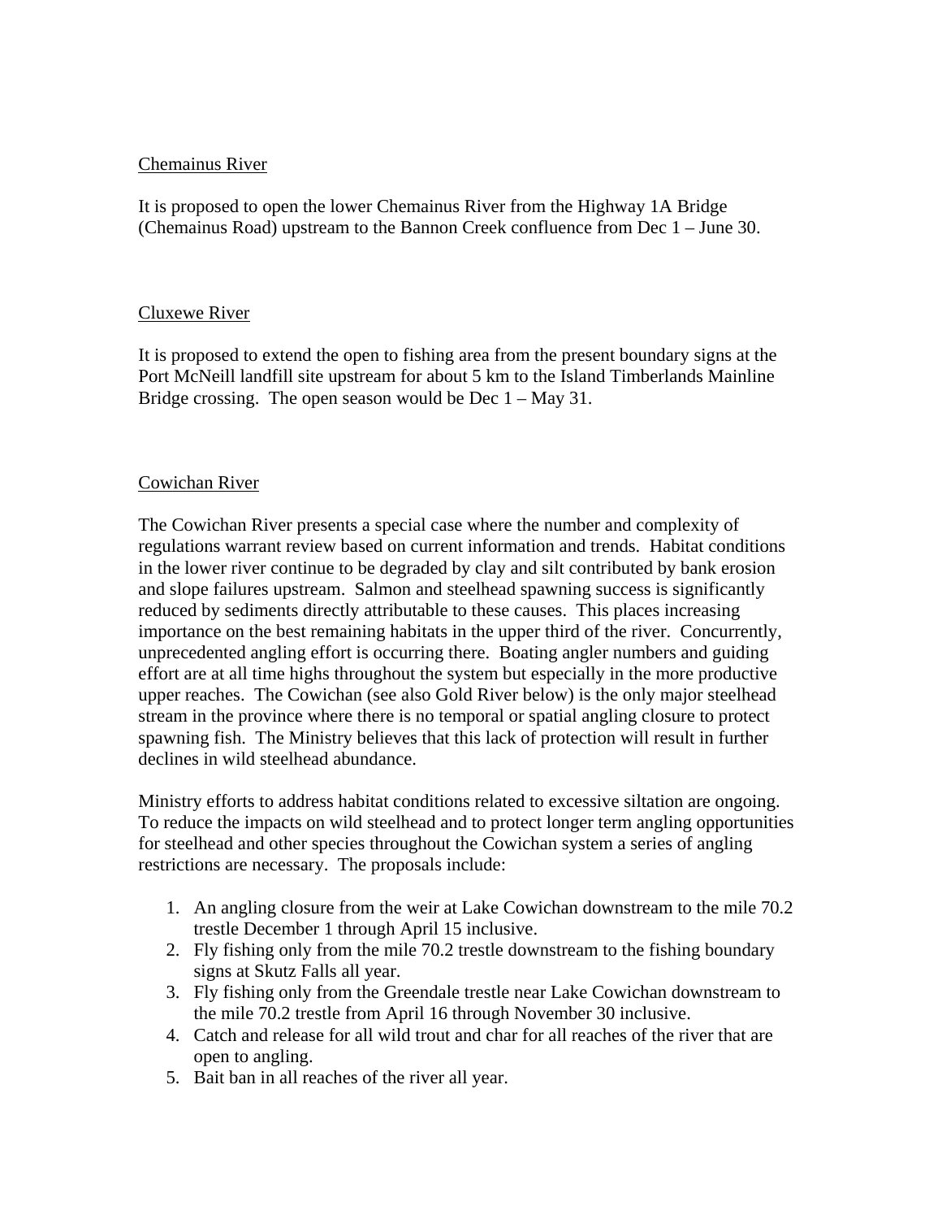<u>Chemainus River</u>

It is proposed to open the lower Chemainus River from the Highway 1A Bridge (Chemainus Road) upstream to the Bannon Creek confluence from Dec 1 – June 30.

<u>Cluxewe River</u>

It is proposed to extend the open to fishing area from the present boundary signs at the Port McNeill landfill site upstream for about 5 km to the Island Timberlands Mainline Bridge crossing. The open season would be Dec 1 – May 31.

<u>Cowichan River</u>

The Cowichan River presents a special case where the number and complexity of regulations warrant review based on current information and trends. Habitat conditions in the lower river continue to be degraded by clay and silt contributed by bank erosion and slope failures upstream. Salmon and steelhead spawning success is significantly reduced by sediments directly attributable to these causes. This places increasing importance on the best remaining habitats in the upper third of the river. Concurrently, unprecedented angling effort is occurring there. Boating angler numbers and guiding effort are at all time highs throughout the system but especially in the more productive upper reaches. The Cowichan (see also Gold River below) is the only major steelhead stream in the province where there is no temporal or spatial angling closure to protect spawning fish. The Ministry believes that this lack of protection will result in further declines in wild steelhead abundance.

Ministry efforts to address habitat conditions related to excessive siltation are ongoing. To reduce the impacts on wild steelhead and to protect longer term angling opportunities for steelhead and other species throughout the Cowichan system a series of angling restrictions are necessary. The proposals include:

1. An angling closure from the weir at Lake Cowichan downstream to the mile 70.2 trestle December 1 through April 15 inclusive.
2. Fly fishing only from the mile 70.2 trestle downstream to the fishing boundary signs at Skutz Falls all year.
3. Fly fishing only from the Greendale trestle near Lake Cowichan downstream to the mile 70.2 trestle from April 16 through November 30 inclusive.
4. Catch and release for all wild trout and char for all reaches of the river that are open to angling.
5. Bait ban in all reaches of the river all year.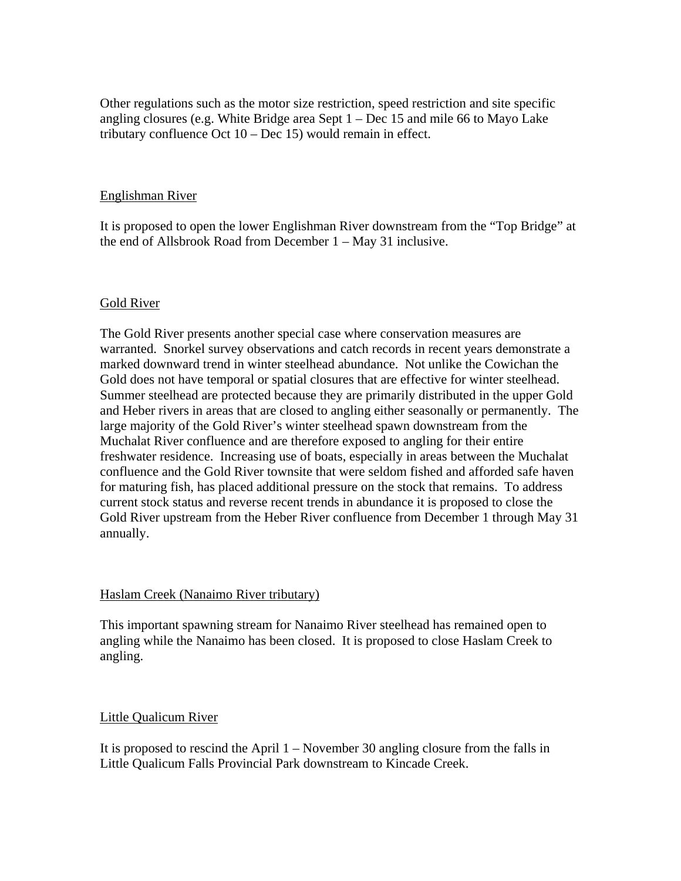Other regulations such as the motor size restriction, speed restriction and site specific angling closures (e.g. White Bridge area Sept 1 – Dec 15 and mile 66 to Mayo Lake tributary confluence Oct 10 – Dec 15) would remain in effect.

<u>Englishman River</u>

It is proposed to open the lower Englishman River downstream from the "Top Bridge" at the end of Allsbrook Road from December 1 – May 31 inclusive.

<u>Gold River</u>

The Gold River presents another special case where conservation measures are warranted. Snorkel survey observations and catch records in recent years demonstrate a marked downward trend in winter steelhead abundance. Not unlike the Cowichan the Gold does not have temporal or spatial closures that are effective for winter steelhead. Summer steelhead are protected because they are primarily distributed in the upper Gold and Heber rivers in areas that are closed to angling either seasonally or permanently. The large majority of the Gold River's winter steelhead spawn downstream from the Muchalat River confluence and are therefore exposed to angling for their entire freshwater residence. Increasing use of boats, especially in areas between the Muchalat confluence and the Gold River townsite that were seldom fished and afforded safe haven for maturing fish, has placed additional pressure on the stock that remains. To address current stock status and reverse recent trends in abundance it is proposed to close the Gold River upstream from the Heber River confluence from December 1 through May 31 annually.

<u>Haslam Creek (Nanaimo River tributary)</u>

This important spawning stream for Nanaimo River steelhead has remained open to angling while the Nanaimo has been closed. It is proposed to close Haslam Creek to angling.

<u>Little Qualicum River</u>

It is proposed to rescind the April 1 – November 30 angling closure from the falls in Little Qualicum Falls Provincial Park downstream to Kincade Creek.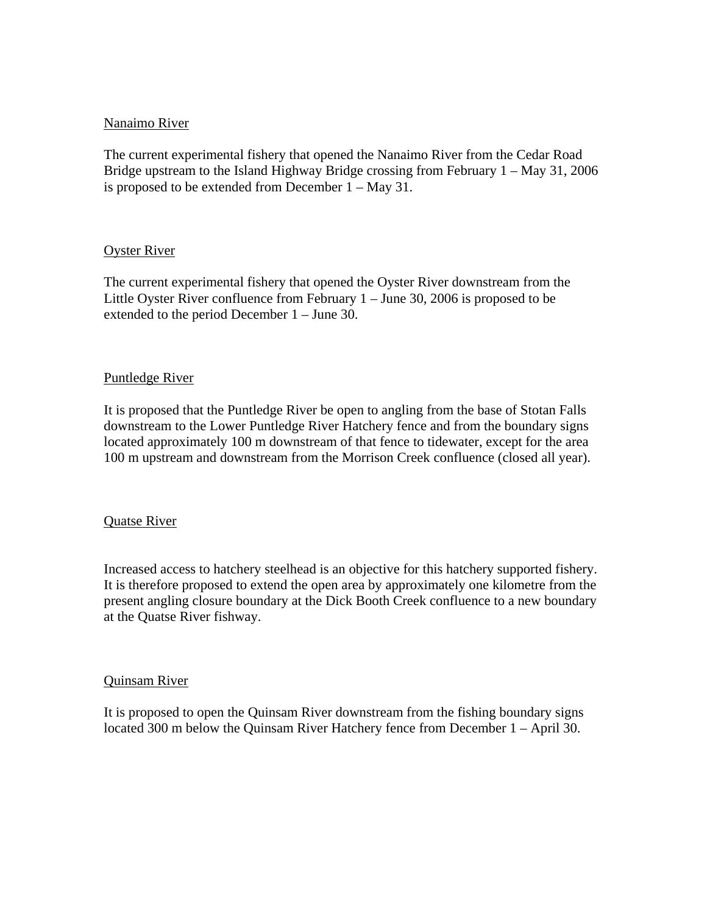Nanaimo River

The current experimental fishery that opened the Nanaimo River from the Cedar Road Bridge upstream to the Island Highway Bridge crossing from February 1 – May 31, 2006 is proposed to be extended from December 1 – May 31.

Oyster River

The current experimental fishery that opened the Oyster River downstream from the Little Oyster River confluence from February 1 – June 30, 2006 is proposed to be extended to the period December 1 – June 30.

Puntledge River

It is proposed that the Puntledge River be open to angling from the base of Stotan Falls downstream to the Lower Puntledge River Hatchery fence and from the boundary signs located approximately 100 m downstream of that fence to tidewater, except for the area 100 m upstream and downstream from the Morrison Creek confluence (closed all year).

Quatse River

Increased access to hatchery steelhead is an objective for this hatchery supported fishery. It is therefore proposed to extend the open area by approximately one kilometre from the present angling closure boundary at the Dick Booth Creek confluence to a new boundary at the Quatse River fishway.

Quinsam River

It is proposed to open the Quinsam River downstream from the fishing boundary signs located 300 m below the Quinsam River Hatchery fence from December 1 – April 30.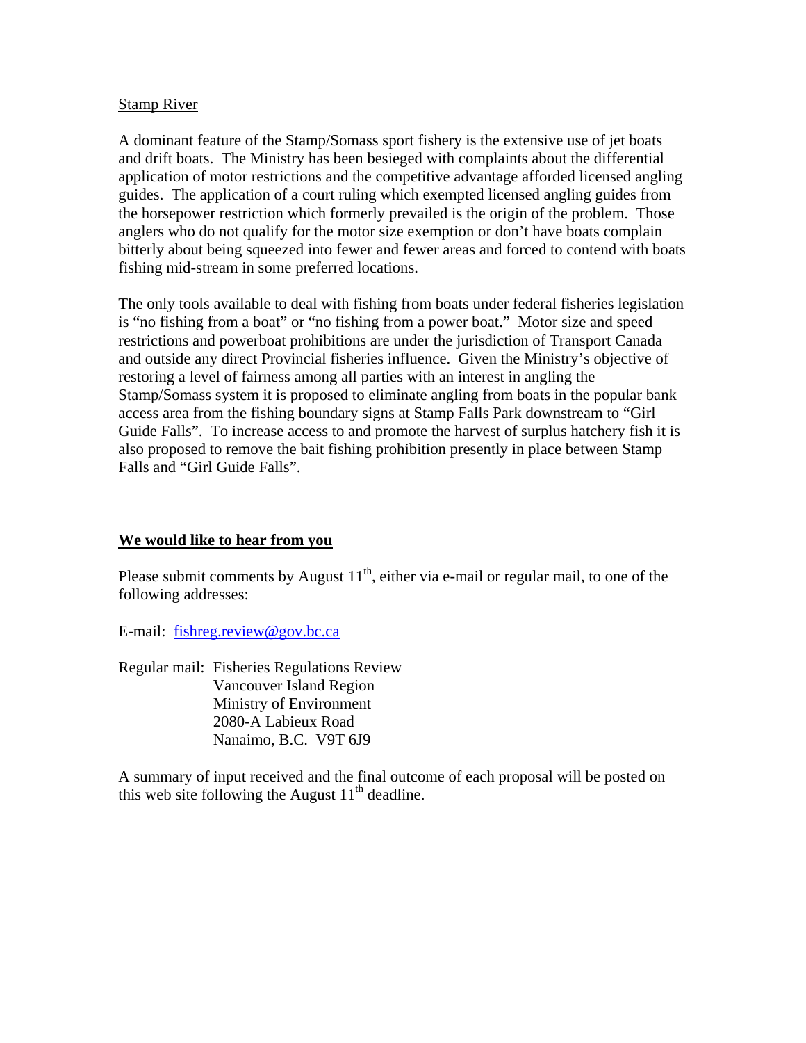Stamp River

A dominant feature of the Stamp/Somass sport fishery is the extensive use of jet boats and drift boats. The Ministry has been besieged with complaints about the differential application of motor restrictions and the competitive advantage afforded licensed angling guides. The application of a court ruling which exempted licensed angling guides from the horsepower restriction which formerly prevailed is the origin of the problem. Those anglers who do not qualify for the motor size exemption or don't have boats complain bitterly about being squeezed into fewer and fewer areas and forced to contend with boats fishing mid-stream in some preferred locations.

The only tools available to deal with fishing from boats under federal fisheries legislation is "no fishing from a boat" or "no fishing from a power boat." Motor size and speed restrictions and powerboat prohibitions are under the jurisdiction of Transport Canada and outside any direct Provincial fisheries influence. Given the Ministry's objective of restoring a level of fairness among all parties with an interest in angling the Stamp/Somass system it is proposed to eliminate angling from boats in the popular bank access area from the fishing boundary signs at Stamp Falls Park downstream to "Girl Guide Falls". To increase access to and promote the harvest of surplus hatchery fish it is also proposed to remove the bait fishing prohibition presently in place between Stamp Falls and "Girl Guide Falls".

**We would like to hear from you**

Please submit comments by August 11th, either via e-mail or regular mail, to one of the following addresses:

E-mail: fishreg.review@gov.bc.ca

Regular mail: Fisheries Regulations Review
Vancouver Island Region
Ministry of Environment
2080-A Labieux Road
Nanaimo, B.C. V9T 6J9

A summary of input received and the final outcome of each proposal will be posted on this web site following the August 11th deadline.